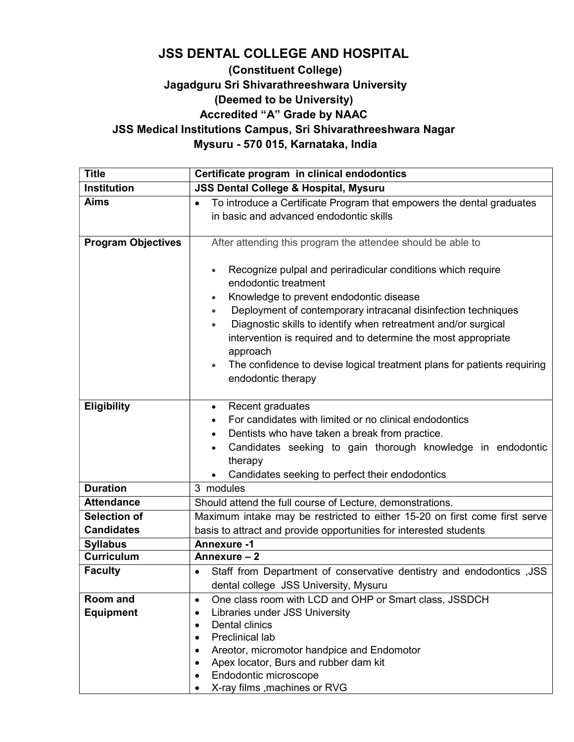# JSS DENTAL COLLEGE AND HOSPITAL

**(Constituent College)**
**Jagadguru Sri Shivarathreeshwara University**
**(Deemed to be University)**
**Accredited "A" Grade by NAAC**
**JSS Medical Institutions Campus, Sri Shivarathreeshwara Nagar**
**Mysuru - 570 015, Karnataka, India**

| **Title** | **Certificate program in clinical endodontics** |
|---|---|
| **Institution** | **JSS Dental College & Hospital, Mysuru** |
| **Aims** | • To introduce a Certificate Program that empowers the dental graduates in basic and advanced endodontic skills |
| **Program Objectives** | After attending this program the attendee should be able to<br><br>• Recognize pulpal and periradicular conditions which require endodontic treatment<br>• Knowledge to prevent endodontic disease<br>• Deployment of contemporary intracanal disinfection techniques<br>• Diagnostic skills to identify when retreatment and/or surgical intervention is required and to determine the most appropriate approach<br>• The confidence to devise logical treatment plans for patients requiring endodontic therapy |
| **Eligibility** | • Recent graduates<br>• For candidates with limited or no clinical endodontics<br>• Dentists who have taken a break from practice.<br>• Candidates seeking to gain thorough knowledge in endodontic therapy<br>• Candidates seeking to perfect their endodontics |
| **Duration** | 3 modules |
| **Attendance** | Should attend the full course of Lecture, demonstrations. |
| **Selection of Candidates** | Maximum intake may be restricted to either 15-20 on first come first serve basis to attract and provide opportunities for interested students |
| **Syllabus** | **Annexure -1** |
| **Curriculum** | **Annexure – 2** |
| **Faculty** | • Staff from Department of conservative dentistry and endodontics ,JSS dental college JSS University, Mysuru |
| **Room and Equipment** | • One class room with LCD and OHP or Smart class, JSSDCH<br>• Libraries under JSS University<br>• Dental clinics<br>• Preclinical lab<br>• Areotor, micromotor handpice and Endomotor<br>• Apex locator, Burs and rubber dam kit<br>• Endodontic microscope<br>• X-ray films ,machines or RVG |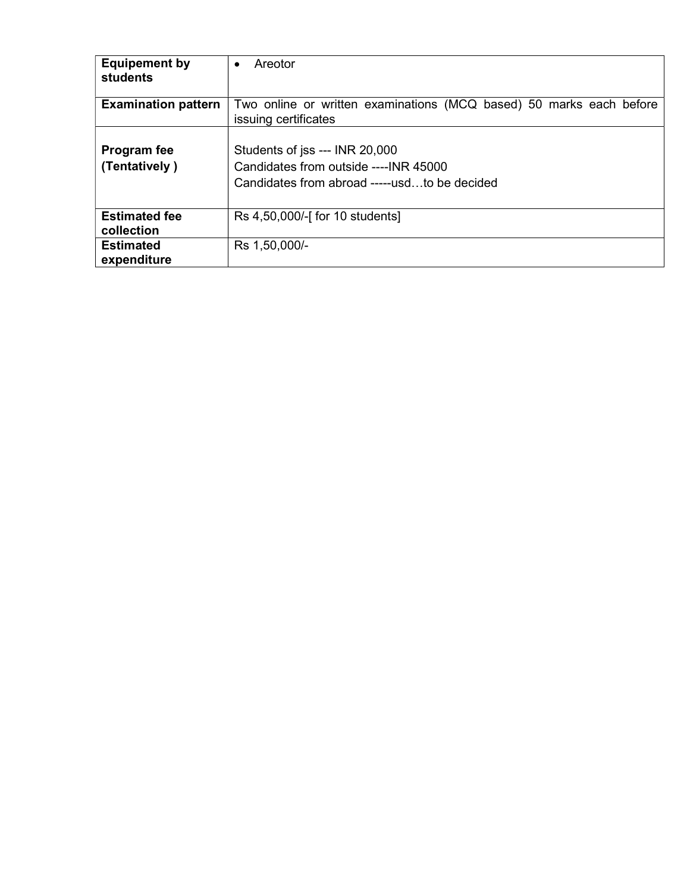| **Equipement by students** | • Areotor |
|---|---|
| **Examination pattern** | Two online or written examinations (MCQ based) 50 marks each before issuing certificates |
| **Program fee (Tentatively )** | Students of jss --- INR 20,000<br>Candidates from outside ----INR 45000<br>Candidates from abroad -----usd…to be decided |
| **Estimated fee collection** | Rs 4,50,000/-[ for 10 students] |
| **Estimated expenditure** | Rs 1,50,000/- |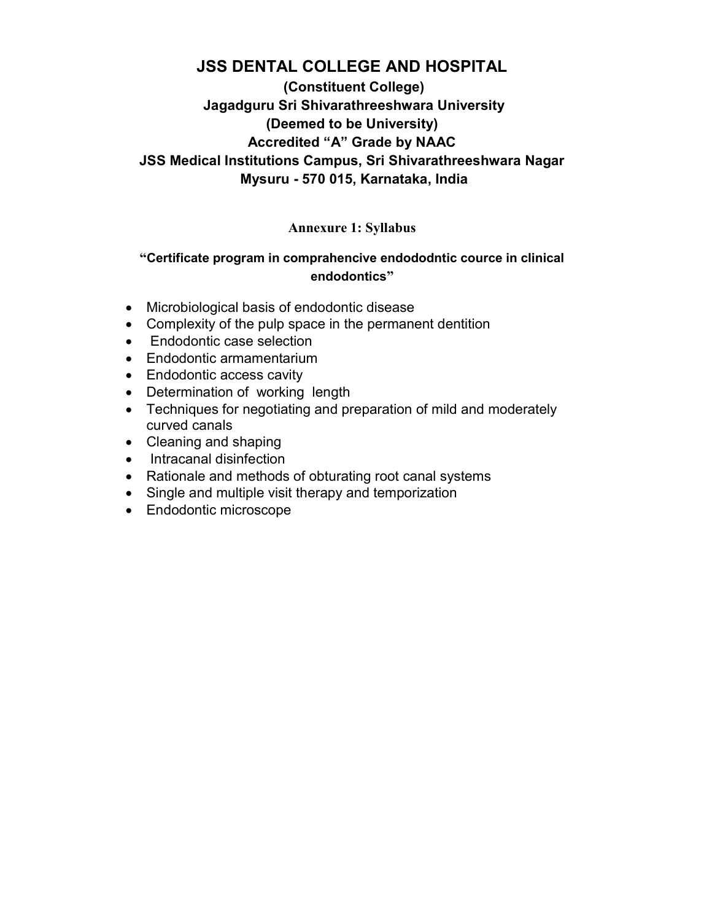# JSS DENTAL COLLEGE AND HOSPITAL

**(Constituent College)**
**Jagadguru Sri Shivarathreeshwara University**
**(Deemed to be University)**
**Accredited "A" Grade by NAAC**
**JSS Medical Institutions Campus, Sri Shivarathreeshwara Nagar**
**Mysuru - 570 015, Karnataka, India**

## Annexure 1: Syllabus

**"Certificate program in comprahencive endododntic cource in clinical endodontics"**

- Microbiological basis of endodontic disease
- Complexity of the pulp space in the permanent dentition
- Endodontic case selection
- Endodontic armamentarium
- Endodontic access cavity
- Determination of working length
- Techniques for negotiating and preparation of mild and moderately curved canals
- Cleaning and shaping
- Intracanal disinfection
- Rationale and methods of obturating root canal systems
- Single and multiple visit therapy and temporization
- Endodontic microscope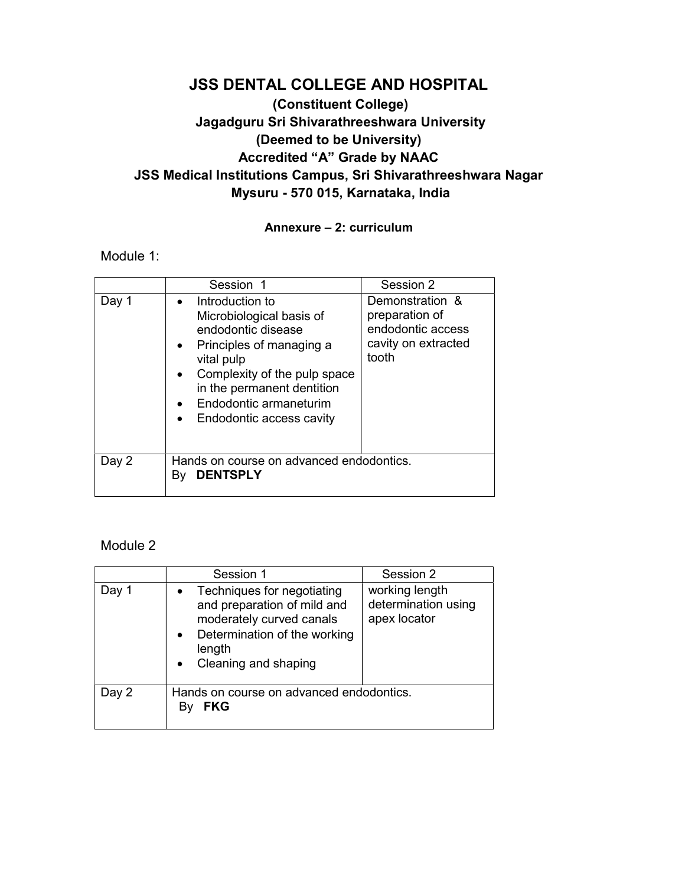# JSS DENTAL COLLEGE AND HOSPITAL

**(Constituent College)**
**Jagadguru Sri Shivarathreeshwara University**
**(Deemed to be University)**
**Accredited "A" Grade by NAAC**
**JSS Medical Institutions Campus, Sri Shivarathreeshwara Nagar**
**Mysuru - 570 015, Karnataka, India**

**Annexure – 2: curriculum**

Module 1:

| | Session 1 | Session 2 |
|---|---|---|
| Day 1 | • Introduction to Microbiological basis of endodontic disease<br>• Principles of managing a vital pulp<br>• Complexity of the pulp space in the permanent dentition<br>• Endodontic armaneturim<br>• Endodontic access cavity | Demonstration & preparation of endodontic access cavity on extracted tooth |
| Day 2 | Hands on course on advanced endodontics. By **DENTSPLY** | |

Module 2

| | Session 1 | Session 2 |
|---|---|---|
| Day 1 | • Techniques for negotiating and preparation of mild and moderately curved canals<br>• Determination of the working length<br>• Cleaning and shaping | working length determination using apex locator |
| Day 2 | Hands on course on advanced endodontics. By **FKG** | |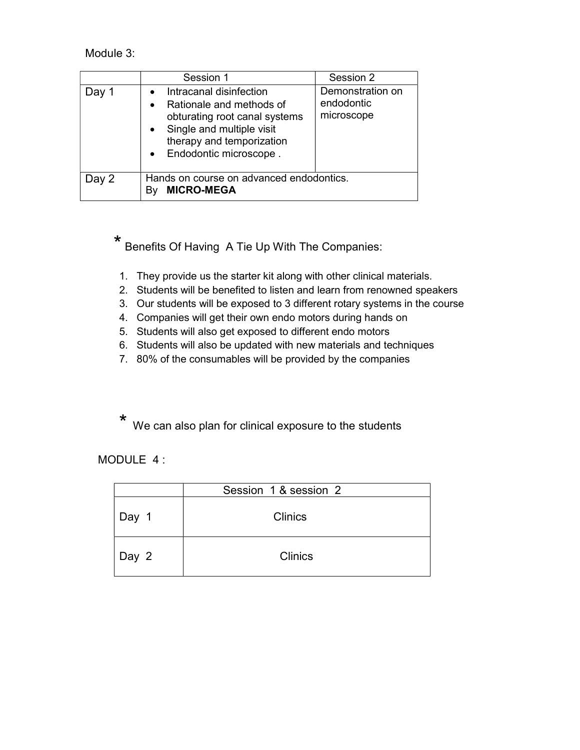Module 3:

| | Session 1 | Session 2 |
|---|---|---|
| Day 1 | • Intracanal disinfection<br>• Rationale and methods of obturating root canal systems<br>• Single and multiple visit therapy and temporization<br>• Endodontic microscope . | Demonstration on endodontic microscope |
| Day 2 | Hands on course on advanced endodontics. By **MICRO-MEGA** | |

\* Benefits Of Having A Tie Up With The Companies:

1. They provide us the starter kit along with other clinical materials.
2. Students will be benefited to listen and learn from renowned speakers
3. Our students will be exposed to 3 different rotary systems in the course
4. Companies will get their own endo motors during hands on
5. Students will also get exposed to different endo motors
6. Students will also be updated with new materials and techniques
7. 80% of the consumables will be provided by the companies

\* We can also plan for clinical exposure to the students

MODULE 4 :

| | Session 1 & session 2 |
|---|---|
| Day 1 | Clinics |
| Day 2 | Clinics |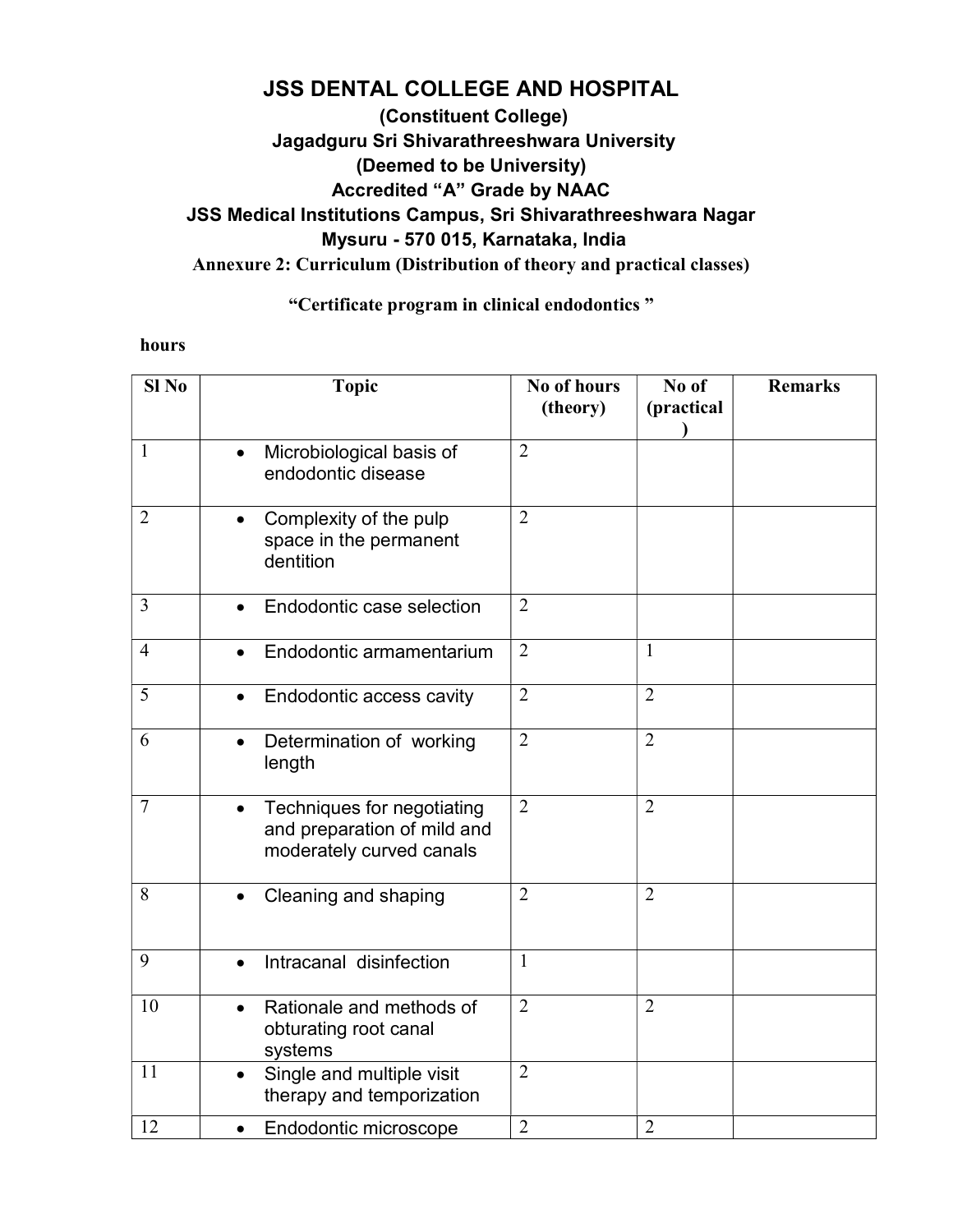# JSS DENTAL COLLEGE AND HOSPITAL

**(Constituent College)**
**Jagadguru Sri Shivarathreeshwara University**
**(Deemed to be University)**
**Accredited "A" Grade by NAAC**
**JSS Medical Institutions Campus, Sri Shivarathreeshwara Nagar**
**Mysuru - 570 015, Karnataka, India**

**Annexure 2: Curriculum (Distribution of theory and practical classes)**

**"Certificate program in clinical endodontics "**

**hours**

| Sl No | Topic | No of hours (theory) | No of (practical ) | Remarks |
|---|---|---|---|---|
| 1 | • Microbiological basis of endodontic disease | 2 | | |
| 2 | • Complexity of the pulp space in the permanent dentition | 2 | | |
| 3 | • Endodontic case selection | 2 | | |
| 4 | • Endodontic armamentarium | 2 | 1 | |
| 5 | • Endodontic access cavity | 2 | 2 | |
| 6 | • Determination of working length | 2 | 2 | |
| 7 | • Techniques for negotiating and preparation of mild and moderately curved canals | 2 | 2 | |
| 8 | • Cleaning and shaping | 2 | 2 | |
| 9 | • Intracanal disinfection | 1 | | |
| 10 | • Rationale and methods of obturating root canal systems | 2 | 2 | |
| 11 | • Single and multiple visit therapy and temporization | 2 | | |
| 12 | • Endodontic microscope | 2 | 2 | |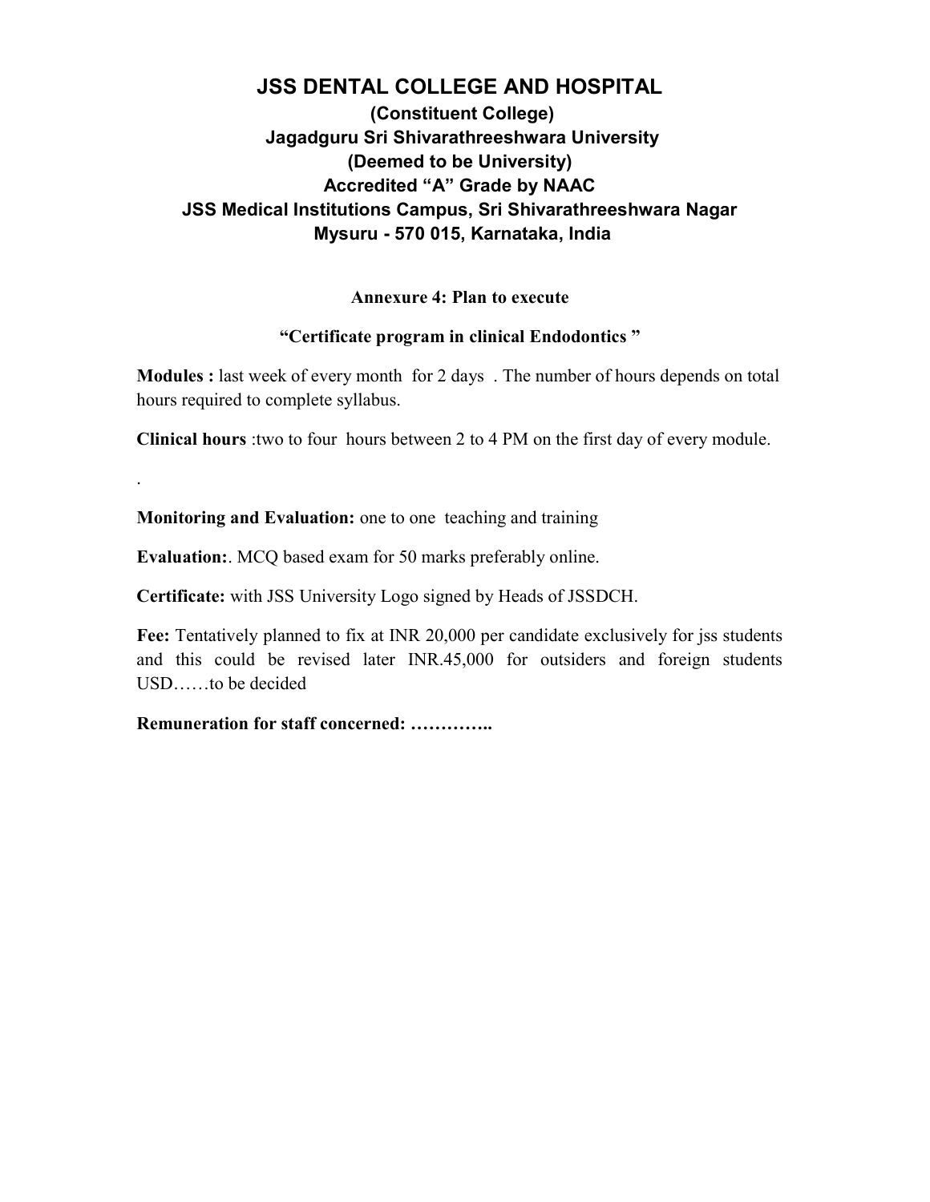# JSS DENTAL COLLEGE AND HOSPITAL

**(Constituent College)**
**Jagadguru Sri Shivarathreeshwara University**
**(Deemed to be University)**
**Accredited "A" Grade by NAAC**
**JSS Medical Institutions Campus, Sri Shivarathreeshwara Nagar**
**Mysuru - 570 015, Karnataka, India**

## Annexure 4: Plan to execute

## "Certificate program in clinical Endodontics "

**Modules :** last week of every month for 2 days . The number of hours depends on total hours required to complete syllabus.

**Clinical hours** :two to four hours between 2 to 4 PM on the first day of every module.

.

**Monitoring and Evaluation:** one to one teaching and training

**Evaluation:**. MCQ based exam for 50 marks preferably online.

**Certificate:** with JSS University Logo signed by Heads of JSSDCH.

**Fee:** Tentatively planned to fix at INR 20,000 per candidate exclusively for jss students and this could be revised later INR.45,000 for outsiders and foreign students USD……to be decided

**Remuneration for staff concerned: …………..**